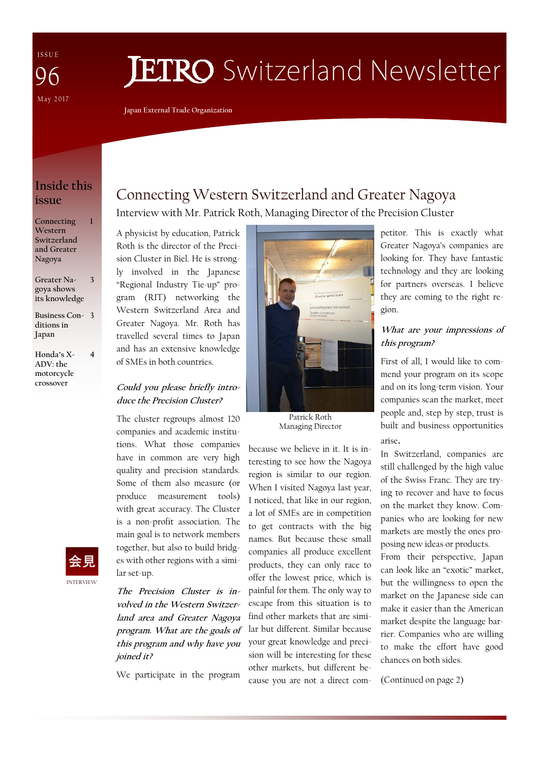ISSUE 96
May 2017

# JETRO Switzerland Newsletter

Japan External Trade Organization

## Inside this issue

- Connecting Western Switzerland and Greater Nagoya — 1
- Greater Nagoya shows its knowledge — 3
- Business Conditions in Japan — 3
- Honda's X-ADV: the motorcycle crossover — 4

会見
INTERVIEW

## Connecting Western Switzerland and Greater Nagoya

### Interview with Mr. Patrick Roth, Managing Director of the Precision Cluster

A physicist by education, Patrick Roth is the director of the Precision Cluster in Biel. He is strongly involved in the Japanese "Regional Industry Tie-up" program (RIT) networking the Western Switzerland Area and Greater Nagoya. Mr. Roth has travelled several times to Japan and has an extensive knowledge of SMEs in both countries.

Patrick Roth
Managing Director

***Could you please briefly introduce the Precision Cluster?***

The cluster regroups almost 120 companies and academic institutions. What those companies have in common are very high quality and precision standards. Some of them also measure (or produce measurement tools) with great accuracy. The Cluster is a non-profit association. The main goal is to network members together, but also to build bridges with other regions with a similar set-up.

***The Precision Cluster is involved in the Western Switzerland area and Greater Nagoya program. What are the goals of this program and why have you joined it?***

We participate in the program because we believe in it. It is interesting to see how the Nagoya region is similar to our region. When I visited Nagoya last year, I noticed, that like in our region, a lot of SMEs are in competition to get contracts with the big names. But because these small companies all produce excellent products, they can only race to offer the lowest price, which is painful for them. The only way to escape from this situation is to find other markets that are similar but different. Similar because your great knowledge and precision will be interesting for these other markets, but different because you are not a direct competitor. This is exactly what Greater Nagoya's companies are looking for. They have fantastic technology and they are looking for partners overseas. I believe they are coming to the right region.

***What are your impressions of this program?***

First of all, I would like to commend your program on its scope and on its long-term vision. Your companies scan the market, meet people and, step by step, trust is built and business opportunities arise.

In Switzerland, companies are still challenged by the high value of the Swiss Franc. They are trying to recover and have to focus on the market they know. Companies who are looking for new markets are mostly the ones proposing new ideas or products. From their perspective, Japan can look like an "exotic" market, but the willingness to open the market on the Japanese side can make it easier than the American market despite the language barrier. Companies who are willing to make the effort have good chances on both sides.

(Continued on page 2)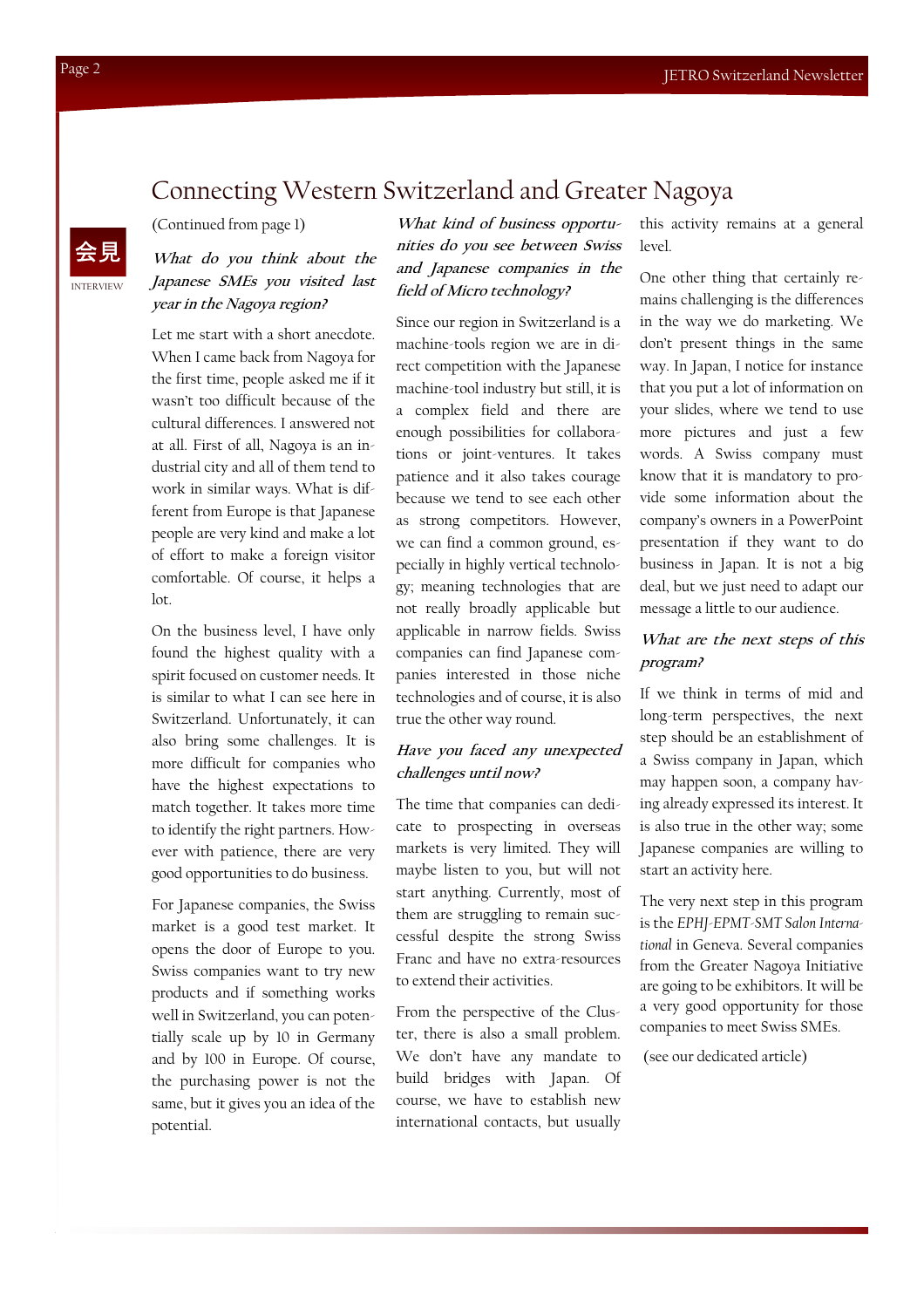# Connecting Western Switzerland and Greater Nagoya

会見

INTERVIEW

(Continued from page 1)

***What do you think about the Japanese SMEs you visited last year in the Nagoya region?***

Let me start with a short anecdote. When I came back from Nagoya for the first time, people asked me if it wasn't too difficult because of the cultural differences. I answered not at all. First of all, Nagoya is an industrial city and all of them tend to work in similar ways. What is different from Europe is that Japanese people are very kind and make a lot of effort to make a foreign visitor comfortable. Of course, it helps a lot.

On the business level, I have only found the highest quality with a spirit focused on customer needs. It is similar to what I can see here in Switzerland. Unfortunately, it can also bring some challenges. It is more difficult for companies who have the highest expectations to match together. It takes more time to identify the right partners. However with patience, there are very good opportunities to do business.

For Japanese companies, the Swiss market is a good test market. It opens the door of Europe to you. Swiss companies want to try new products and if something works well in Switzerland, you can potentially scale up by 10 in Germany and by 100 in Europe. Of course, the purchasing power is not the same, but it gives you an idea of the potential.

***What kind of business opportunities do you see between Swiss and Japanese companies in the field of Micro technology?***

Since our region in Switzerland is a machine-tools region we are in direct competition with the Japanese machine-tool industry but still, it is a complex field and there are enough possibilities for collaborations or joint-ventures. It takes patience and it also takes courage because we tend to see each other as strong competitors. However, we can find a common ground, especially in highly vertical technology; meaning technologies that are not really broadly applicable but applicable in narrow fields. Swiss companies can find Japanese companies interested in those niche technologies and of course, it is also true the other way round.

***Have you faced any unexpected challenges until now?***

The time that companies can dedicate to prospecting in overseas markets is very limited. They will maybe listen to you, but will not start anything. Currently, most of them are struggling to remain successful despite the strong Swiss Franc and have no extra-resources to extend their activities.

From the perspective of the Cluster, there is also a small problem. We don't have any mandate to build bridges with Japan. Of course, we have to establish new international contacts, but usually this activity remains at a general level.

One other thing that certainly remains challenging is the differences in the way we do marketing. We don't present things in the same way. In Japan, I notice for instance that you put a lot of information on your slides, where we tend to use more pictures and just a few words. A Swiss company must know that it is mandatory to provide some information about the company's owners in a PowerPoint presentation if they want to do business in Japan. It is not a big deal, but we just need to adapt our message a little to our audience.

***What are the next steps of this program?***

If we think in terms of mid and long-term perspectives, the next step should be an establishment of a Swiss company in Japan, which may happen soon, a company having already expressed its interest. It is also true in the other way; some Japanese companies are willing to start an activity here.

The very next step in this program is the *EPHJ-EPMT-SMT Salon International* in Geneva. Several companies from the Greater Nagoya Initiative are going to be exhibitors. It will be a very good opportunity for those companies to meet Swiss SMEs.

(see our dedicated article)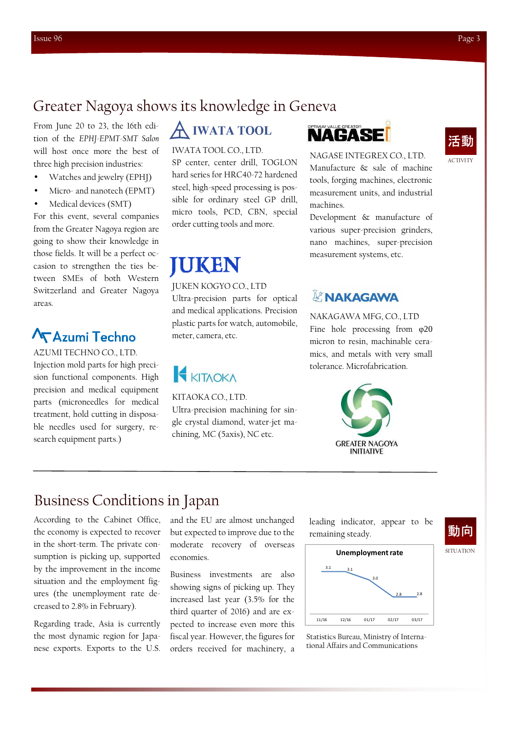## Greater Nagoya shows its knowledge in Geneva

活動

ACTIVITY

From June 20 to 23, the 16th edition of the *EPHJ-EPMT-SMT Salon* will host once more the best of three high precision industries:

- Watches and jewelry (EPHJ)
- Micro- and nanotech (EPMT)
- Medical devices (SMT)

For this event, several companies from the Greater Nagoya region are going to show their knowledge in those fields. It will be a perfect occasion to strengthen the ties between SMEs of both Western Switzerland and Greater Nagoya areas.

**Azumi Techno**

AZUMI TECHNO CO., LTD.
Injection mold parts for high precision functional components. High precision and medical equipment parts (microneedles for medical treatment, hold cutting in disposable needles used for surgery, research equipment parts.)

**IWATA TOOL**

IWATA TOOL CO., LTD.
SP center, center drill, TOGLON hard series for HRC40-72 hardened steel, high-speed processing is possible for ordinary steel GP drill, micro tools, PCD, CBN, special order cutting tools and more.

**JUKEN**

JUKEN KOGYO CO., LTD
Ultra-precision parts for optical and medical applications. Precision plastic parts for watch, automobile, meter, camera, etc.

**KITAOKA**

KITAOKA CO., LTD.
Ultra-precision machining for single crystal diamond, water-jet machining, MC (5axis), NC etc.

**NAGASE**

NAGASE INTEGREX CO., LTD.
Manufacture & sale of machine tools, forging machines, electronic measurement units, and industrial machines.
Development & manufacture of various super-precision grinders, nano machines, super-precision measurement systems, etc.

**NAKAGAWA**

NAKAGAWA MFG, CO., LTD
Fine hole processing from φ20 micron to resin, machinable ceramics, and metals with very small tolerance. Microfabrication.

GREATER NAGOYA INITIATIVE

## Business Conditions in Japan

動向

SITUATION

According to the Cabinet Office, the economy is expected to recover in the short-term. The private consumption is picking up, supported by the improvement in the income situation and the employment figures (the unemployment rate decreased to 2.8% in February).

Regarding trade, Asia is currently the most dynamic region for Japanese exports. Exports to the U.S. and the EU are almost unchanged but expected to improve due to the moderate recovery of overseas economies.

Business investments are also showing signs of picking up. They increased last year (3.5% for the third quarter of 2016) and are expected to increase even more this fiscal year. However, the figures for orders received for machinery, a leading indicator, appear to be remaining steady.

**Unemployment rate**

| 11/16 | 12/16 | 01/17 | 02/17 | 03/17 |
|---|---|---|---|---|
| 3.1 | 3.1 | 3.0 | 2.8 | 2.8 |

Statistics Bureau, Ministry of International Affairs and Communications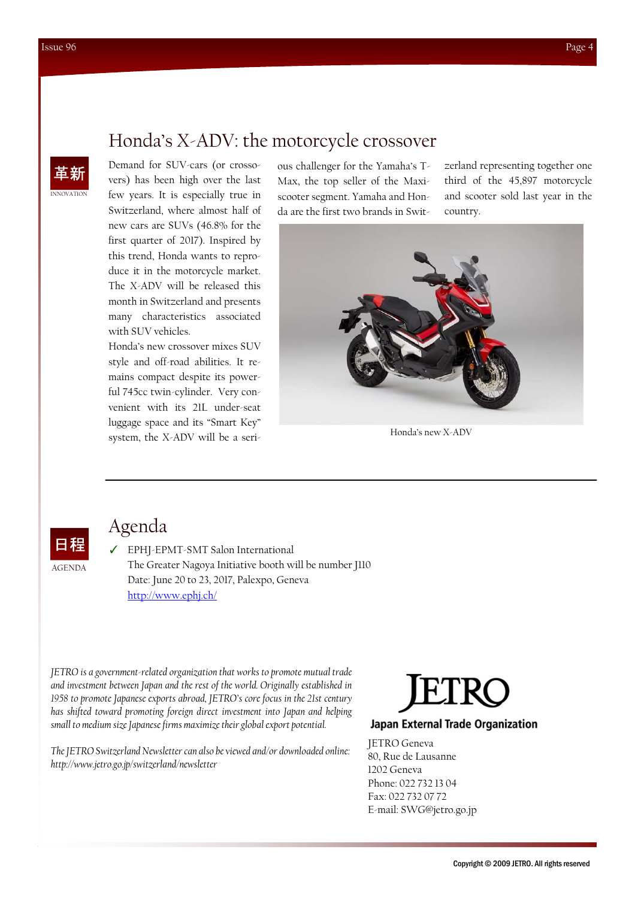## Honda's X-ADV: the motorcycle crossover

革新
INNOVATION

Demand for SUV-cars (or crossovers) has been high over the last few years. It is especially true in Switzerland, where almost half of new cars are SUVs (46.8% for the first quarter of 2017). Inspired by this trend, Honda wants to reproduce it in the motorcycle market. The X-ADV will be released this month in Switzerland and presents many characteristics associated with SUV vehicles.

Honda's new crossover mixes SUV style and off-road abilities. It remains compact despite its powerful 745cc twin-cylinder. Very convenient with its 21L under-seat luggage space and its "Smart Key" system, the X-ADV will be a serious challenger for the Yamaha's T-Max, the top seller of the Maxi-scooter segment. Yamaha and Honda are the first two brands in Switzerland representing together one third of the 45,897 motorcycle and scooter sold last year in the country.

Honda's new X-ADV

---

## Agenda

日程
AGENDA

- ✓ EPHJ-EPMT-SMT Salon International
  The Greater Nagoya Initiative booth will be number J110
  Date: June 20 to 23, 2017, Palexpo, Geneva
  http://www.ephj.ch/

*JETRO is a government-related organization that works to promote mutual trade and investment between Japan and the rest of the world. Originally established in 1958 to promote Japanese exports abroad, JETRO's core focus in the 21st century has shifted toward promoting foreign direct investment into Japan and helping small to medium size Japanese firms maximize their global export potential.*

*The JETRO Switzerland Newsletter can also be viewed and/or downloaded online: http://www.jetro.go.jp/switzerland/newsletter*

JETRO
Japan External Trade Organization

JETRO Geneva
80, Rue de Lausanne
1202 Geneva
Phone: 022 732 13 04
Fax: 022 732 07 72
E-mail: SWG@jetro.go.jp

Copyright © 2009 JETRO. All rights reserved